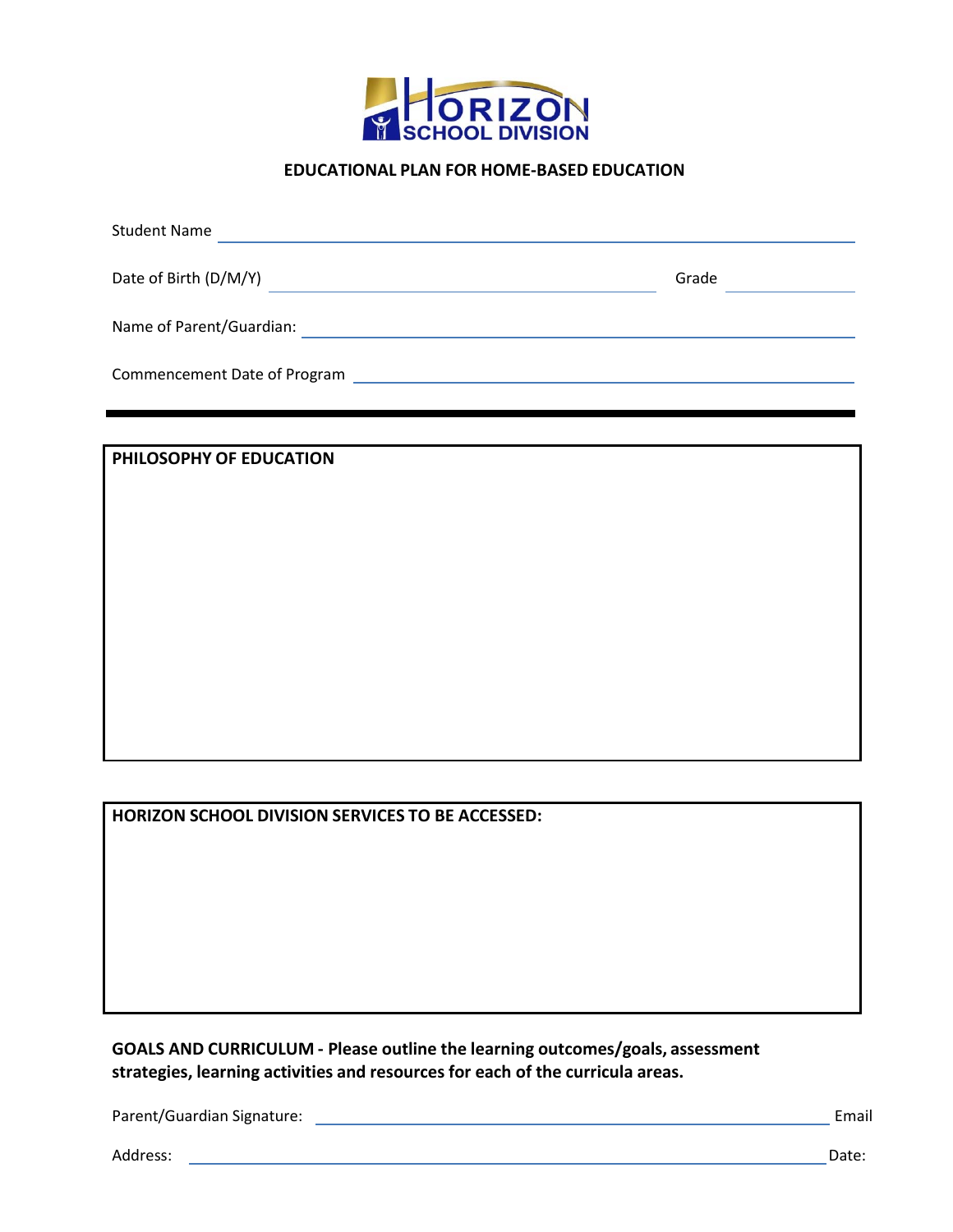HORIZON SCHOOL DIVISION

**EDUCATIONAL PLAN FOR HOME-BASED EDUCATION**

Student Name ______________________________

Date of Birth (D/M/Y) ______________________________ Grade __________

Name of Parent/Guardian: ______________________________

Commencement Date of Program ______________________________

---

**PHILOSOPHY OF EDUCATION**

**HORIZON SCHOOL DIVISION SERVICES TO BE ACCESSED:**

**GOALS AND CURRICULUM - Please outline the learning outcomes/goals, assessment strategies, learning activities and resources for each of the curricula areas.**

Parent/Guardian Signature: ______________________________ Email

Address: ______________________________ Date: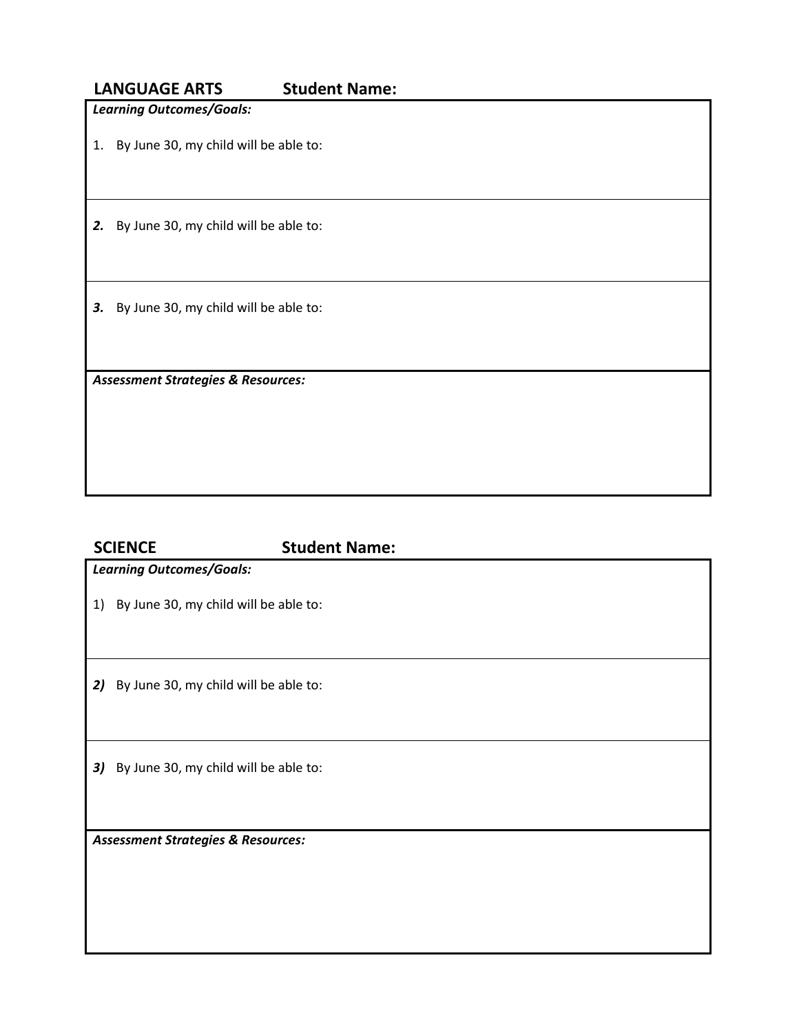## LANGUAGE ARTS Student Name:

***Learning Outcomes/Goals:***

1. By June 30, my child will be able to:

***2.*** By June 30, my child will be able to:

***3.*** By June 30, my child will be able to:

***Assessment Strategies & Resources:***

## SCIENCE Student Name:

***Learning Outcomes/Goals:***

1) By June 30, my child will be able to:

***2)*** By June 30, my child will be able to:

***3)*** By June 30, my child will be able to:

***Assessment Strategies & Resources:***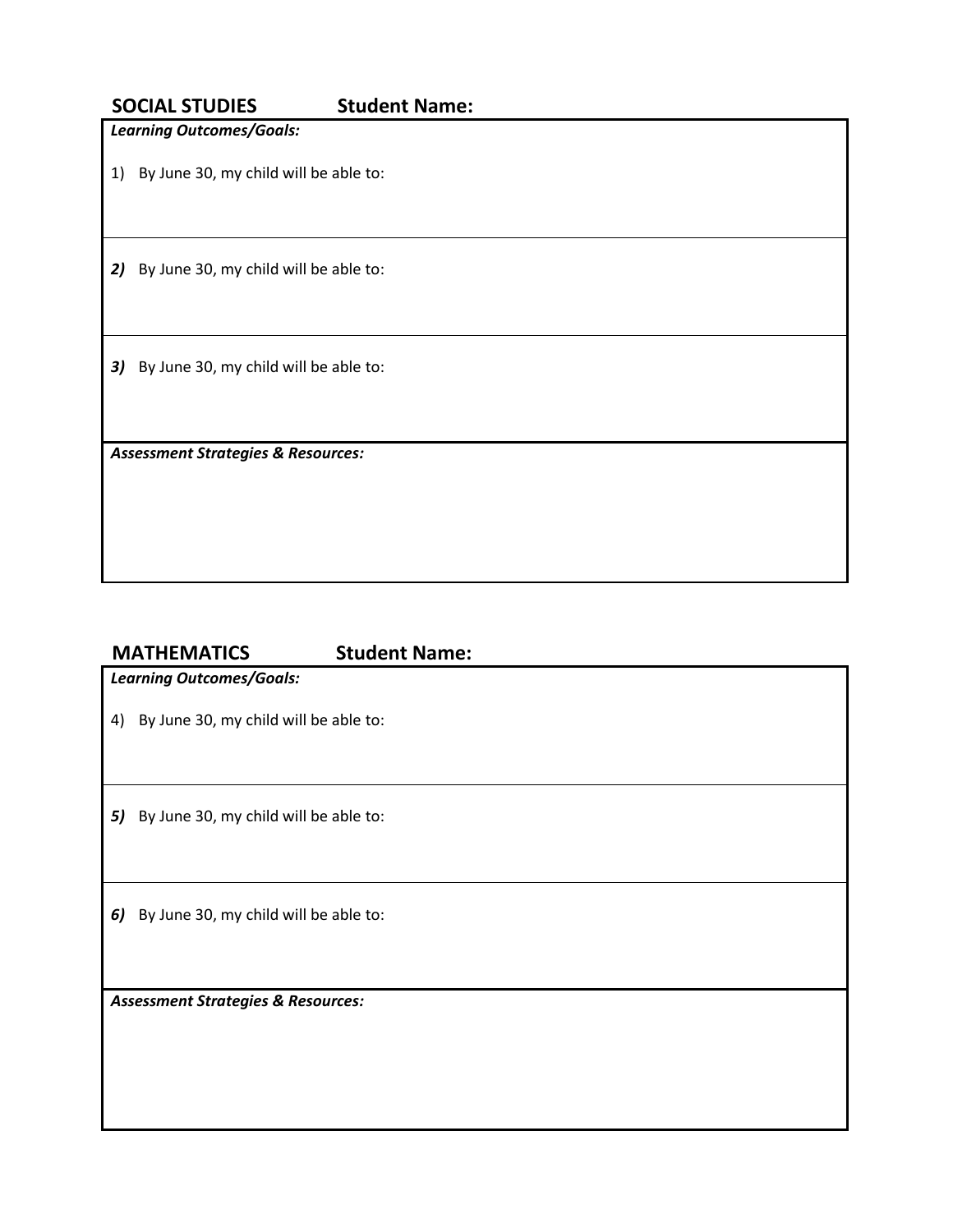## SOCIAL STUDIES **Student Name:**

***Learning Outcomes/Goals:***

1) By June 30, my child will be able to:

***2)*** By June 30, my child will be able to:

***3)*** By June 30, my child will be able to:

***Assessment Strategies & Resources:***

## MATHEMATICS **Student Name:**

***Learning Outcomes/Goals:***

4) By June 30, my child will be able to:

***5)*** By June 30, my child will be able to:

***6)*** By June 30, my child will be able to:

***Assessment Strategies & Resources:***